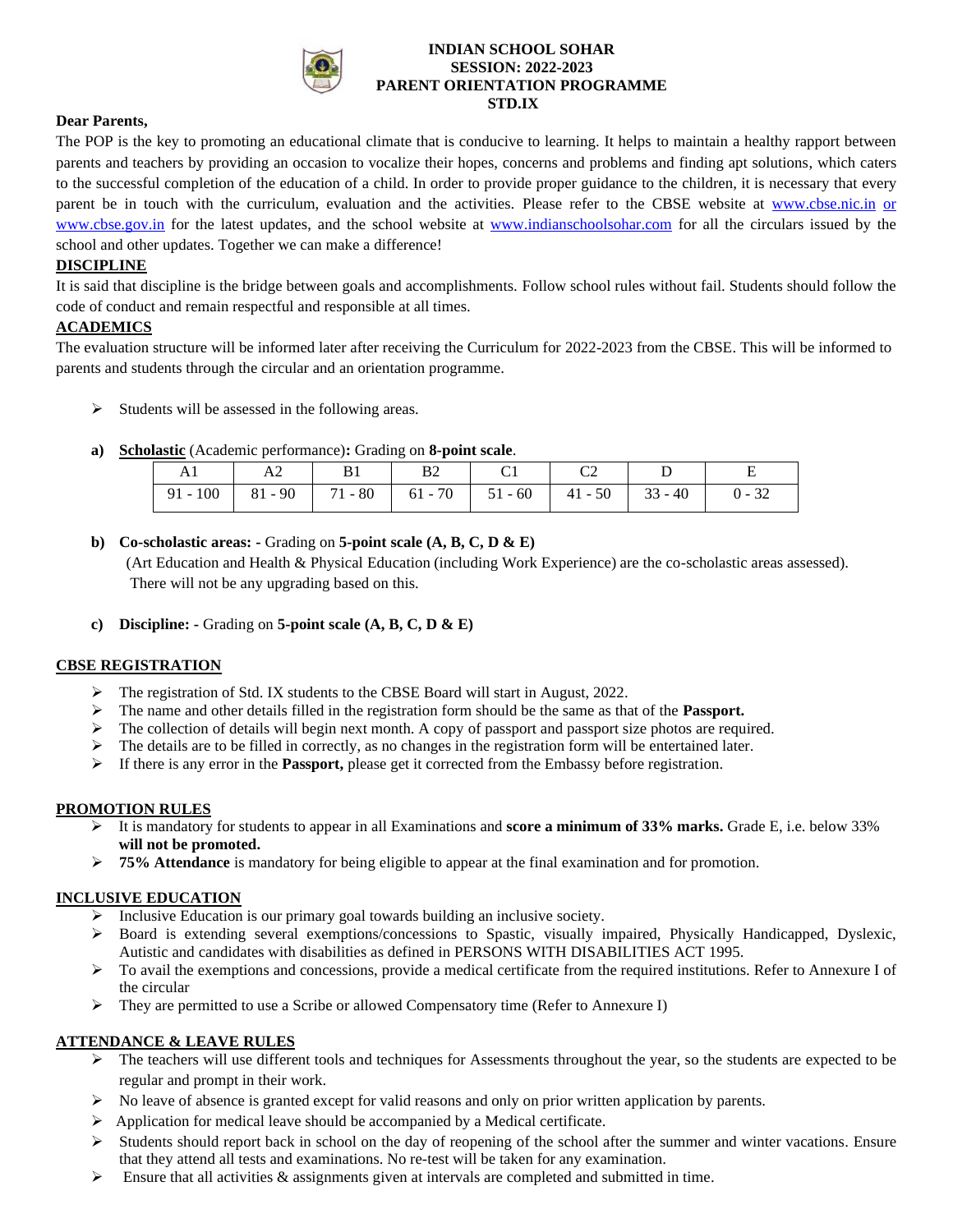# INDIAN SCHOOL SOHAR
## SESSION: 2022-2023
## PARENT ORIENTATION PROGRAMME
## STD.IX

**Dear Parents,**

The POP is the key to promoting an educational climate that is conducive to learning. It helps to maintain a healthy rapport between parents and teachers by providing an occasion to vocalize their hopes, concerns and problems and finding apt solutions, which caters to the successful completion of the education of a child. In order to provide proper guidance to the children, it is necessary that every parent be in touch with the curriculum, evaluation and the activities. Please refer to the CBSE website at www.cbse.nic.in or www.cbse.gov.in for the latest updates, and the school website at www.indianschoolsohar.com for all the circulars issued by the school and other updates. Together we can make a difference!

**DISCIPLINE**

It is said that discipline is the bridge between goals and accomplishments. Follow school rules without fail. Students should follow the code of conduct and remain respectful and responsible at all times.

**ACADEMICS**

The evaluation structure will be informed later after receiving the Curriculum for 2022-2023 from the CBSE. This will be informed to parents and students through the circular and an orientation programme.

- Students will be assessed in the following areas.

**a)** **Scholastic** (Academic performance)**:** Grading on **8-point scale**.

| A1 | A2 | B1 | B2 | C1 | C2 | D | E |
|---|---|---|---|---|---|---|---|
| 91 - 100 | 81 - 90 | 71 - 80 | 61 - 70 | 51 - 60 | 41 - 50 | 33 - 40 | 0 - 32 |

**b)** **Co-scholastic areas: -** Grading on **5-point scale (A, B, C, D & E)**
(Art Education and Health & Physical Education (including Work Experience) are the co-scholastic areas assessed). There will not be any upgrading based on this.

**c)** **Discipline: -** Grading on **5-point scale (A, B, C, D & E)**

**CBSE REGISTRATION**

- The registration of Std. IX students to the CBSE Board will start in August, 2022.
- The name and other details filled in the registration form should be the same as that of the **Passport.**
- The collection of details will begin next month. A copy of passport and passport size photos are required.
- The details are to be filled in correctly, as no changes in the registration form will be entertained later.
- If there is any error in the **Passport,** please get it corrected from the Embassy before registration.

**PROMOTION RULES**

- It is mandatory for students to appear in all Examinations and **score a minimum of 33% marks.** Grade E, i.e. below 33% **will not be promoted.**
- **75% Attendance** is mandatory for being eligible to appear at the final examination and for promotion.

**INCLUSIVE EDUCATION**

- Inclusive Education is our primary goal towards building an inclusive society.
- Board is extending several exemptions/concessions to Spastic, visually impaired, Physically Handicapped, Dyslexic, Autistic and candidates with disabilities as defined in PERSONS WITH DISABILITIES ACT 1995.
- To avail the exemptions and concessions, provide a medical certificate from the required institutions. Refer to Annexure I of the circular
- They are permitted to use a Scribe or allowed Compensatory time (Refer to Annexure I)

**ATTENDANCE & LEAVE RULES**

- The teachers will use different tools and techniques for Assessments throughout the year, so the students are expected to be regular and prompt in their work.
- No leave of absence is granted except for valid reasons and only on prior written application by parents.
- Application for medical leave should be accompanied by a Medical certificate.
- Students should report back in school on the day of reopening of the school after the summer and winter vacations. Ensure that they attend all tests and examinations. No re-test will be taken for any examination.
- Ensure that all activities & assignments given at intervals are completed and submitted in time.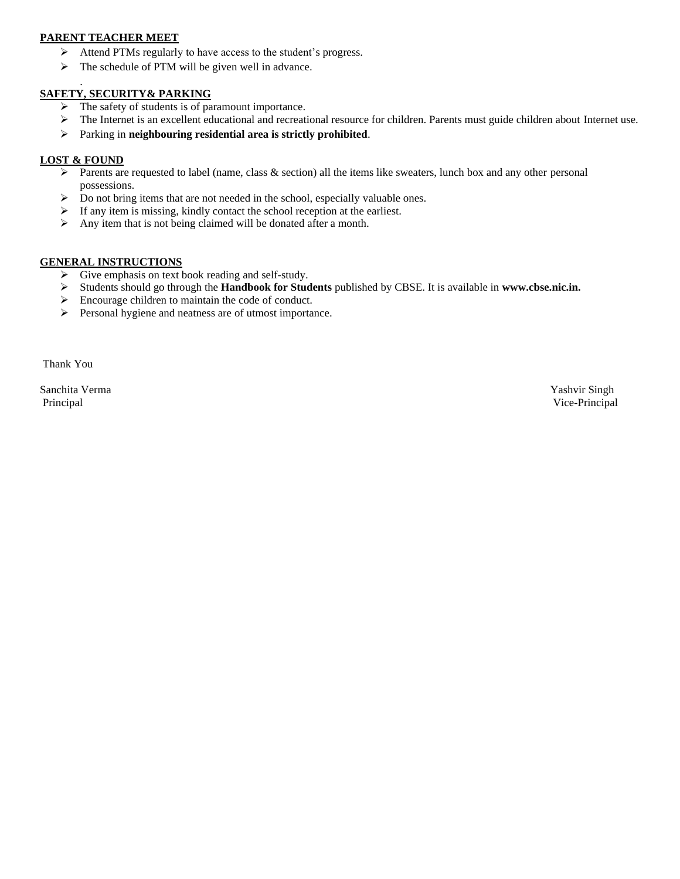**PARENT TEACHER MEET**

- Attend PTMs regularly to have access to the student's progress.
- The schedule of PTM will be given well in advance.

.

**SAFETY, SECURITY& PARKING**

- The safety of students is of paramount importance.
- The Internet is an excellent educational and recreational resource for children. Parents must guide children about Internet use.
- Parking in **neighbouring residential area is strictly prohibited**.

**LOST & FOUND**

- Parents are requested to label (name, class & section) all the items like sweaters, lunch box and any other personal possessions.
- Do not bring items that are not needed in the school, especially valuable ones.
- If any item is missing, kindly contact the school reception at the earliest.
- Any item that is not being claimed will be donated after a month.

**GENERAL INSTRUCTIONS**

- Give emphasis on text book reading and self-study.
- Students should go through the **Handbook for Students** published by CBSE. It is available in **www.cbse.nic.in.**
- Encourage children to maintain the code of conduct.
- Personal hygiene and neatness are of utmost importance.

Thank You

Sanchita Verma
Principal

Yashvir Singh
Vice-Principal